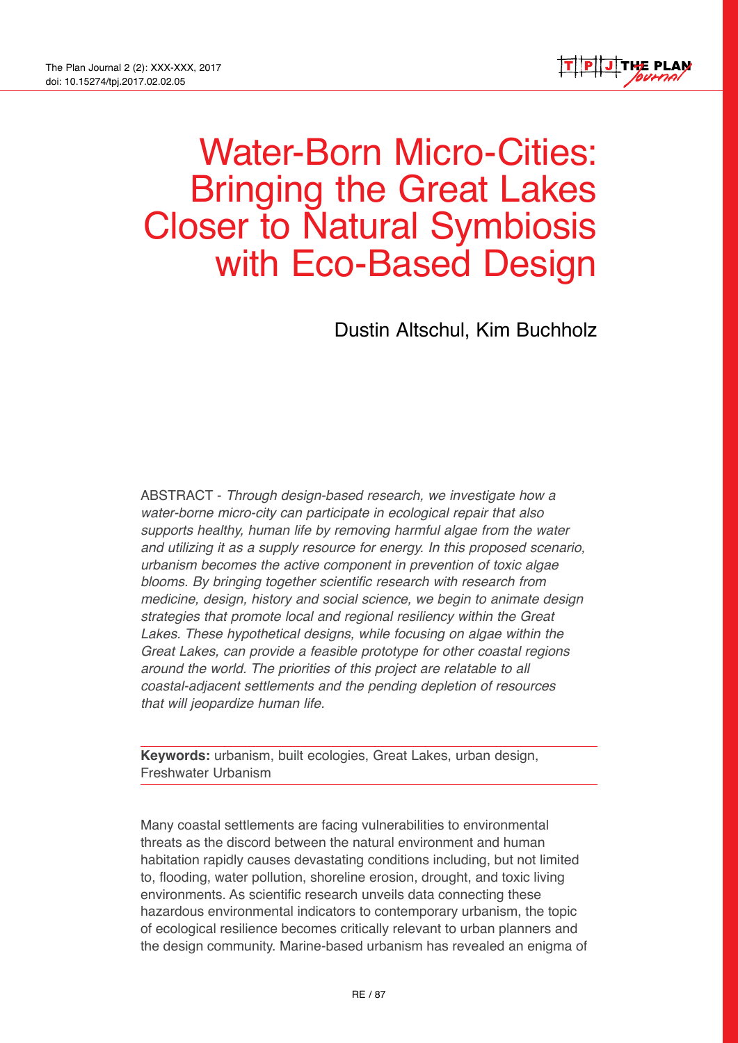# Water-Born Micro-Cities: Bringing the Great Lakes Closer to Natural Symbiosis with Eco-Based Design

Dustin Altschul, Kim Buchholz

ABSTRACT - *Through design-based research, we investigate how a water-borne micro-city can participate in ecological repair that also supports healthy, human life by removing harmful algae from the water and utilizing it as a supply resource for energy. In this proposed scenario, urbanism becomes the active component in prevention of toxic algae blooms. By bringing together scientific research with research from medicine, design, history and social science, we begin to animate design strategies that promote local and regional resiliency within the Great Lakes. These hypothetical designs, while focusing on algae within the Great Lakes, can provide a feasible prototype for other coastal regions around the world. The priorities of this project are relatable to all coastal-adjacent settlements and the pending depletion of resources that will jeopardize human life.*

**Keywords:** urbanism, built ecologies, Great Lakes, urban design, Freshwater Urbanism

Many coastal settlements are facing vulnerabilities to environmental threats as the discord between the natural environment and human habitation rapidly causes devastating conditions including, but not limited to, flooding, water pollution, shoreline erosion, drought, and toxic living environments. As scientific research unveils data connecting these hazardous environmental indicators to contemporary urbanism, the topic of ecological resilience becomes critically relevant to urban planners and the design community. Marine-based urbanism has revealed an enigma of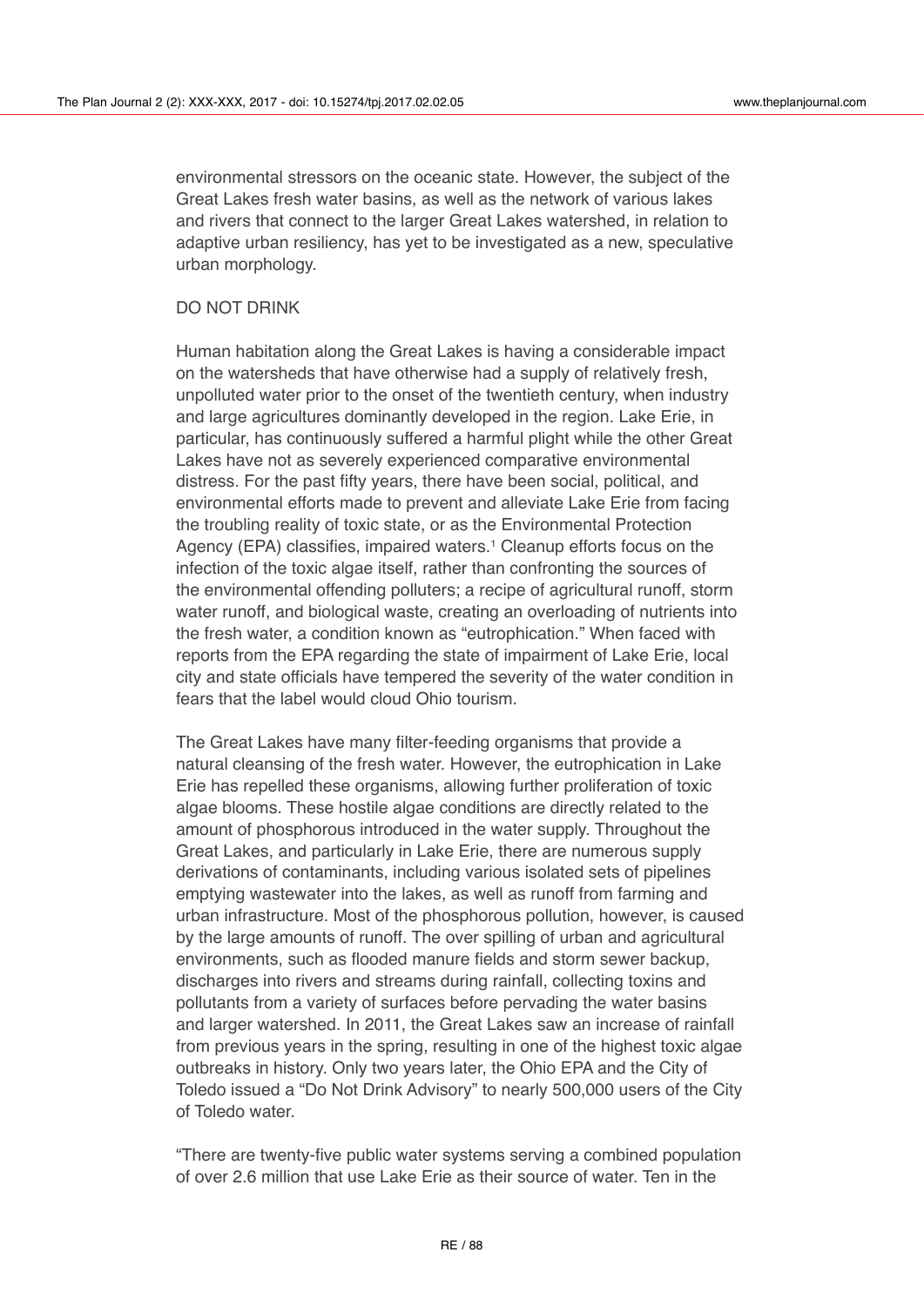environmental stressors on the oceanic state. However, the subject of the Great Lakes fresh water basins, as well as the network of various lakes and rivers that connect to the larger Great Lakes watershed, in relation to adaptive urban resiliency, has yet to be investigated as a new, speculative urban morphology.

## DO NOT DRINK

Human habitation along the Great Lakes is having a considerable impact on the watersheds that have otherwise had a supply of relatively fresh, unpolluted water prior to the onset of the twentieth century, when industry and large agricultures dominantly developed in the region. Lake Erie, in particular, has continuously suffered a harmful plight while the other Great Lakes have not as severely experienced comparative environmental distress. For the past fifty years, there have been social, political, and environmental efforts made to prevent and alleviate Lake Erie from facing the troubling reality of toxic state, or as the Environmental Protection Agency (EPA) classifies, impaired waters.[1] Cleanup efforts focus on the infection of the toxic algae itself, rather than confronting the sources of the environmental offending polluters; a recipe of agricultural runoff, storm water runoff, and biological waste, creating an overloading of nutrients into the fresh water, a condition known as "eutrophication." When faced with reports from the EPA regarding the state of impairment of Lake Erie, local city and state officials have tempered the severity of the water condition in fears that the label would cloud Ohio tourism.

The Great Lakes have many filter-feeding organisms that provide a natural cleansing of the fresh water. However, the eutrophication in Lake Erie has repelled these organisms, allowing further proliferation of toxic algae blooms. These hostile algae conditions are directly related to the amount of phosphorous introduced in the water supply. Throughout the Great Lakes, and particularly in Lake Erie, there are numerous supply derivations of contaminants, including various isolated sets of pipelines emptying wastewater into the lakes, as well as runoff from farming and urban infrastructure. Most of the phosphorous pollution, however, is caused by the large amounts of runoff. The over spilling of urban and agricultural environments, such as flooded manure fields and storm sewer backup, discharges into rivers and streams during rainfall, collecting toxins and pollutants from a variety of surfaces before pervading the water basins and larger watershed. In 2011, the Great Lakes saw an increase of rainfall from previous years in the spring, resulting in one of the highest toxic algae outbreaks in history. Only two years later, the Ohio EPA and the City of Toledo issued a "Do Not Drink Advisory" to nearly 500,000 users of the City of Toledo water.

"There are twenty-five public water systems serving a combined population of over 2.6 million that use Lake Erie as their source of water. Ten in the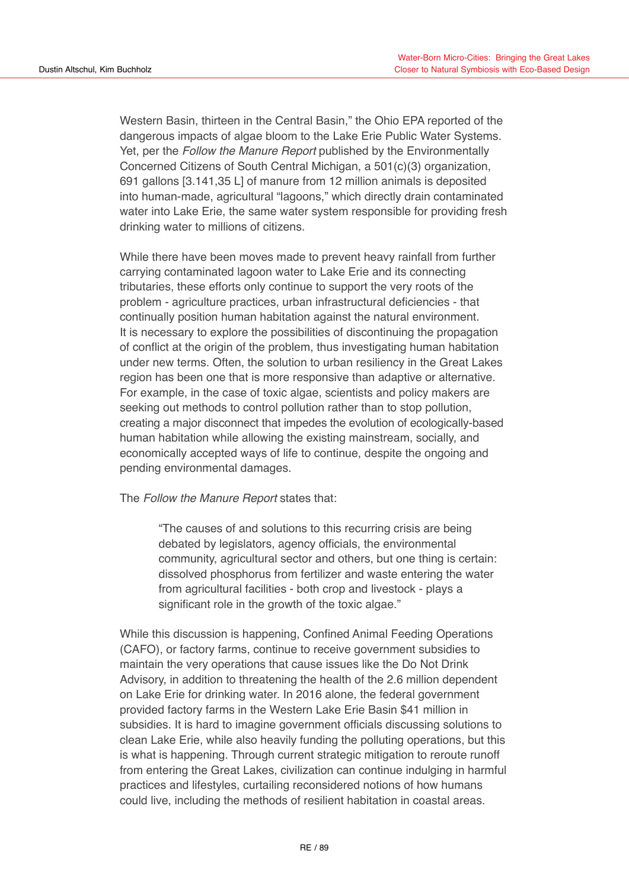Western Basin, thirteen in the Central Basin," the Ohio EPA reported of the dangerous impacts of algae bloom to the Lake Erie Public Water Systems. Yet, per the *Follow the Manure Report* published by the Environmentally Concerned Citizens of South Central Michigan, a 501(c)(3) organization, 691 gallons [3.141,35 L] of manure from 12 million animals is deposited into human-made, agricultural "lagoons," which directly drain contaminated water into Lake Erie, the same water system responsible for providing fresh drinking water to millions of citizens.

While there have been moves made to prevent heavy rainfall from further carrying contaminated lagoon water to Lake Erie and its connecting tributaries, these efforts only continue to support the very roots of the problem - agriculture practices, urban infrastructural deficiencies - that continually position human habitation against the natural environment. It is necessary to explore the possibilities of discontinuing the propagation of conflict at the origin of the problem, thus investigating human habitation under new terms. Often, the solution to urban resiliency in the Great Lakes region has been one that is more responsive than adaptive or alternative. For example, in the case of toxic algae, scientists and policy makers are seeking out methods to control pollution rather than to stop pollution, creating a major disconnect that impedes the evolution of ecologically-based human habitation while allowing the existing mainstream, socially, and economically accepted ways of life to continue, despite the ongoing and pending environmental damages.

The *Follow the Manure Report* states that:

> "The causes of and solutions to this recurring crisis are being debated by legislators, agency officials, the environmental community, agricultural sector and others, but one thing is certain: dissolved phosphorus from fertilizer and waste entering the water from agricultural facilities - both crop and livestock - plays a significant role in the growth of the toxic algae."

While this discussion is happening, Confined Animal Feeding Operations (CAFO), or factory farms, continue to receive government subsidies to maintain the very operations that cause issues like the Do Not Drink Advisory, in addition to threatening the health of the 2.6 million dependent on Lake Erie for drinking water. In 2016 alone, the federal government provided factory farms in the Western Lake Erie Basin $41 million in subsidies. It is hard to imagine government officials discussing solutions to clean Lake Erie, while also heavily funding the polluting operations, but this is what is happening. Through current strategic mitigation to reroute runoff from entering the Great Lakes, civilization can continue indulging in harmful practices and lifestyles, curtailing reconsidered notions of how humans could live, including the methods of resilient habitation in coastal areas.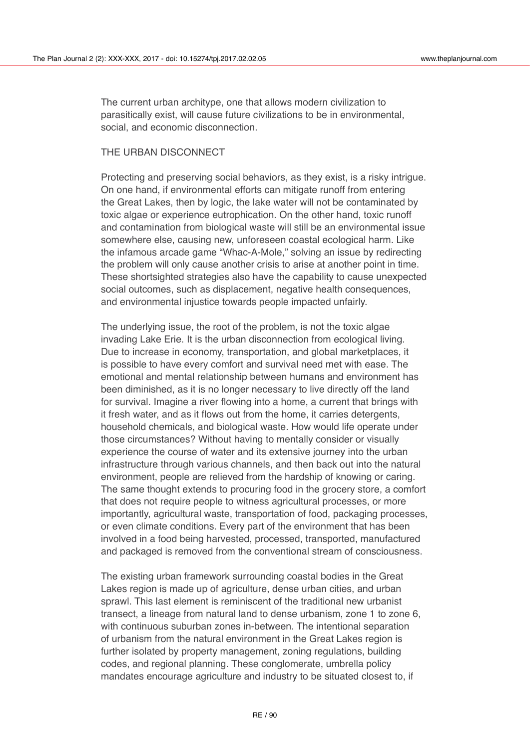The current urban architype, one that allows modern civilization to parasitically exist, will cause future civilizations to be in environmental, social, and economic disconnection.

## THE URBAN DISCONNECT

Protecting and preserving social behaviors, as they exist, is a risky intrigue. On one hand, if environmental efforts can mitigate runoff from entering the Great Lakes, then by logic, the lake water will not be contaminated by toxic algae or experience eutrophication. On the other hand, toxic runoff and contamination from biological waste will still be an environmental issue somewhere else, causing new, unforeseen coastal ecological harm. Like the infamous arcade game "Whac-A-Mole," solving an issue by redirecting the problem will only cause another crisis to arise at another point in time. These shortsighted strategies also have the capability to cause unexpected social outcomes, such as displacement, negative health consequences, and environmental injustice towards people impacted unfairly.

The underlying issue, the root of the problem, is not the toxic algae invading Lake Erie. It is the urban disconnection from ecological living. Due to increase in economy, transportation, and global marketplaces, it is possible to have every comfort and survival need met with ease. The emotional and mental relationship between humans and environment has been diminished, as it is no longer necessary to live directly off the land for survival. Imagine a river flowing into a home, a current that brings with it fresh water, and as it flows out from the home, it carries detergents, household chemicals, and biological waste. How would life operate under those circumstances? Without having to mentally consider or visually experience the course of water and its extensive journey into the urban infrastructure through various channels, and then back out into the natural environment, people are relieved from the hardship of knowing or caring. The same thought extends to procuring food in the grocery store, a comfort that does not require people to witness agricultural processes, or more importantly, agricultural waste, transportation of food, packaging processes, or even climate conditions. Every part of the environment that has been involved in a food being harvested, processed, transported, manufactured and packaged is removed from the conventional stream of consciousness.

The existing urban framework surrounding coastal bodies in the Great Lakes region is made up of agriculture, dense urban cities, and urban sprawl. This last element is reminiscent of the traditional new urbanist transect, a lineage from natural land to dense urbanism, zone 1 to zone 6, with continuous suburban zones in-between. The intentional separation of urbanism from the natural environment in the Great Lakes region is further isolated by property management, zoning regulations, building codes, and regional planning. These conglomerate, umbrella policy mandates encourage agriculture and industry to be situated closest to, if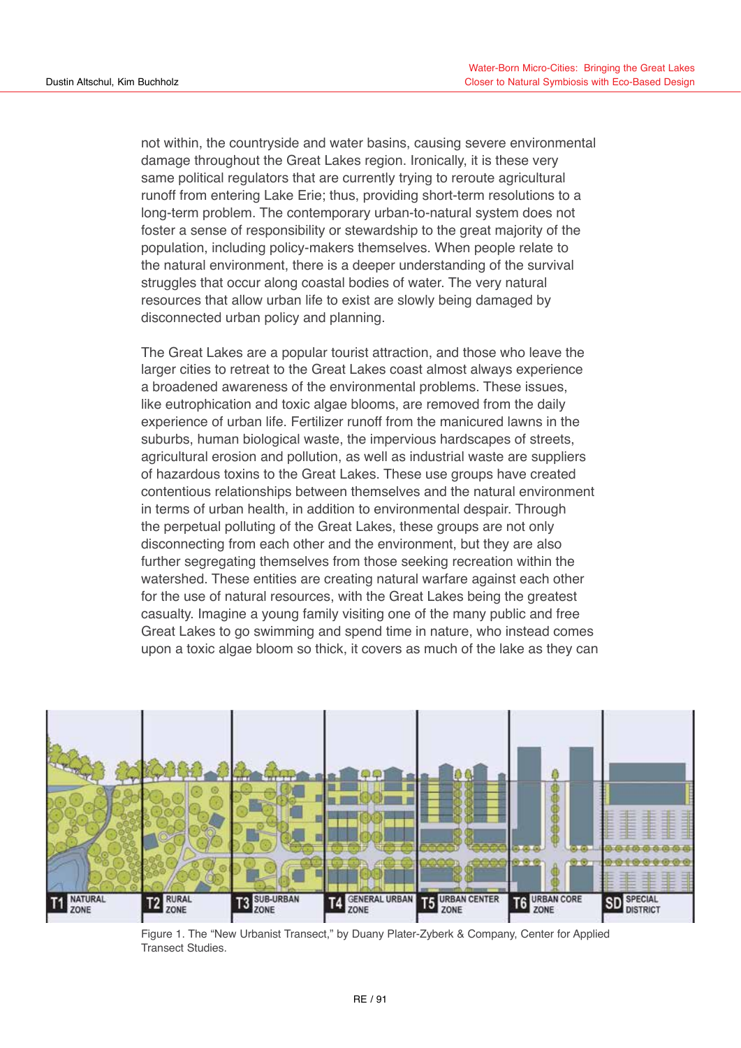not within, the countryside and water basins, causing severe environmental damage throughout the Great Lakes region. Ironically, it is these very same political regulators that are currently trying to reroute agricultural runoff from entering Lake Erie; thus, providing short-term resolutions to a long-term problem. The contemporary urban-to-natural system does not foster a sense of responsibility or stewardship to the great majority of the population, including policy-makers themselves. When people relate to the natural environment, there is a deeper understanding of the survival struggles that occur along coastal bodies of water. The very natural resources that allow urban life to exist are slowly being damaged by disconnected urban policy and planning.

The Great Lakes are a popular tourist attraction, and those who leave the larger cities to retreat to the Great Lakes coast almost always experience a broadened awareness of the environmental problems. These issues, like eutrophication and toxic algae blooms, are removed from the daily experience of urban life. Fertilizer runoff from the manicured lawns in the suburbs, human biological waste, the impervious hardscapes of streets, agricultural erosion and pollution, as well as industrial waste are suppliers of hazardous toxins to the Great Lakes. These use groups have created contentious relationships between themselves and the natural environment in terms of urban health, in addition to environmental despair. Through the perpetual polluting of the Great Lakes, these groups are not only disconnecting from each other and the environment, but they are also further segregating themselves from those seeking recreation within the watershed. These entities are creating natural warfare against each other for the use of natural resources, with the Great Lakes being the greatest casualty. Imagine a young family visiting one of the many public and free Great Lakes to go swimming and spend time in nature, who instead comes upon a toxic algae bloom so thick, it covers as much of the lake as they can

Figure 1. The "New Urbanist Transect," by Duany Plater-Zyberk & Company, Center for Applied Transect Studies.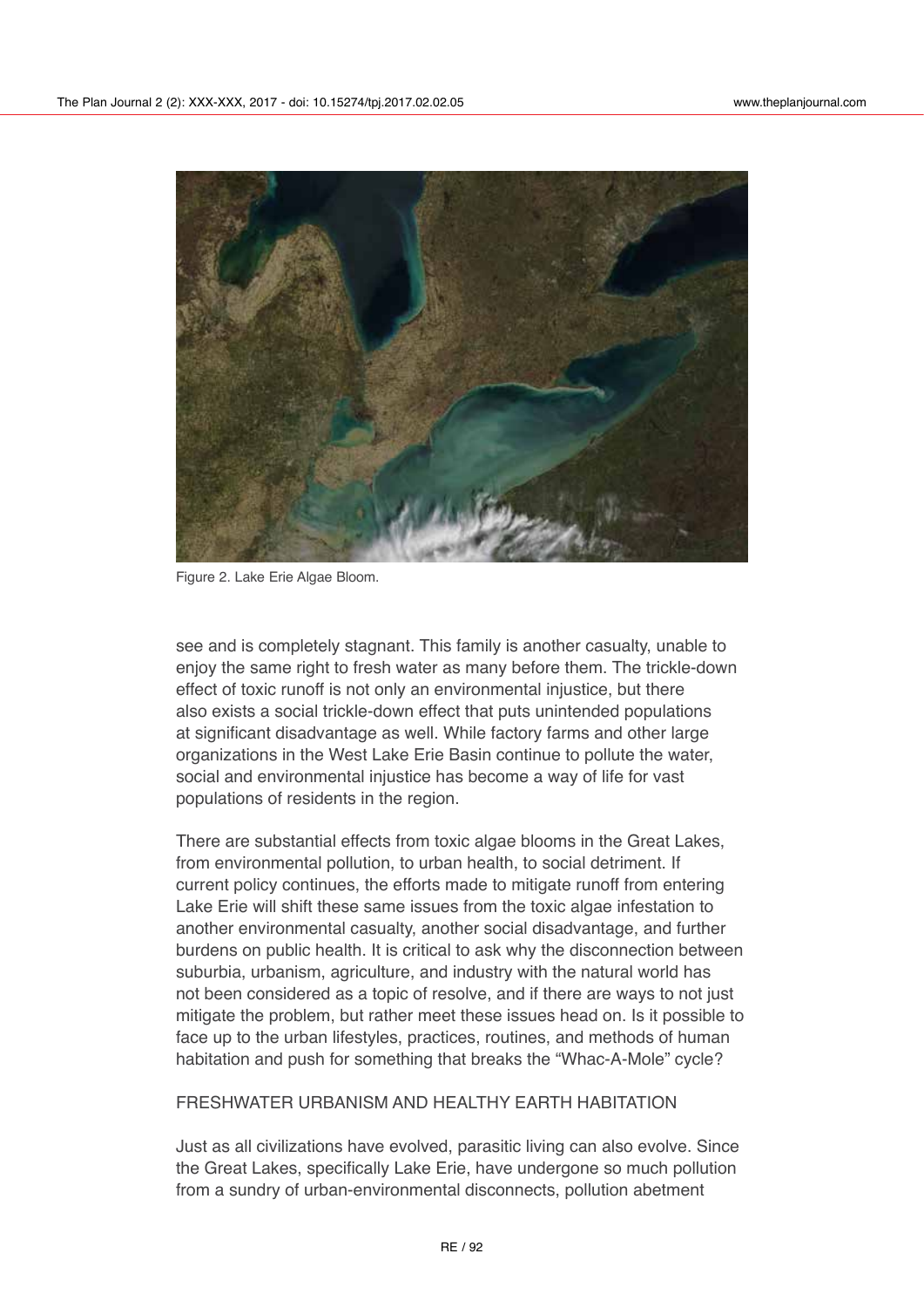Figure 2. Lake Erie Algae Bloom.

see and is completely stagnant. This family is another casualty, unable to enjoy the same right to fresh water as many before them. The trickle-down effect of toxic runoff is not only an environmental injustice, but there also exists a social trickle-down effect that puts unintended populations at significant disadvantage as well. While factory farms and other large organizations in the West Lake Erie Basin continue to pollute the water, social and environmental injustice has become a way of life for vast populations of residents in the region.

There are substantial effects from toxic algae blooms in the Great Lakes, from environmental pollution, to urban health, to social detriment. If current policy continues, the efforts made to mitigate runoff from entering Lake Erie will shift these same issues from the toxic algae infestation to another environmental casualty, another social disadvantage, and further burdens on public health. It is critical to ask why the disconnection between suburbia, urbanism, agriculture, and industry with the natural world has not been considered as a topic of resolve, and if there are ways to not just mitigate the problem, but rather meet these issues head on. Is it possible to face up to the urban lifestyles, practices, routines, and methods of human habitation and push for something that breaks the "Whac-A-Mole" cycle?

## FRESHWATER URBANISM AND HEALTHY EARTH HABITATION

Just as all civilizations have evolved, parasitic living can also evolve. Since the Great Lakes, specifically Lake Erie, have undergone so much pollution from a sundry of urban-environmental disconnects, pollution abetment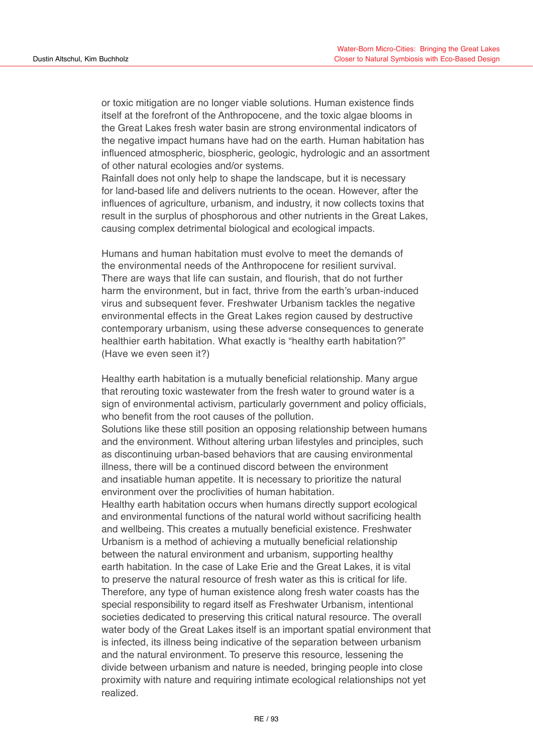or toxic mitigation are no longer viable solutions. Human existence finds itself at the forefront of the Anthropocene, and the toxic algae blooms in the Great Lakes fresh water basin are strong environmental indicators of the negative impact humans have had on the earth. Human habitation has influenced atmospheric, biospheric, geologic, hydrologic and an assortment of other natural ecologies and/or systems.
Rainfall does not only help to shape the landscape, but it is necessary for land-based life and delivers nutrients to the ocean. However, after the influences of agriculture, urbanism, and industry, it now collects toxins that result in the surplus of phosphorous and other nutrients in the Great Lakes, causing complex detrimental biological and ecological impacts.

Humans and human habitation must evolve to meet the demands of the environmental needs of the Anthropocene for resilient survival. There are ways that life can sustain, and flourish, that do not further harm the environment, but in fact, thrive from the earth's urban-induced virus and subsequent fever. Freshwater Urbanism tackles the negative environmental effects in the Great Lakes region caused by destructive contemporary urbanism, using these adverse consequences to generate healthier earth habitation. What exactly is "healthy earth habitation?" (Have we even seen it?)

Healthy earth habitation is a mutually beneficial relationship. Many argue that rerouting toxic wastewater from the fresh water to ground water is a sign of environmental activism, particularly government and policy officials, who benefit from the root causes of the pollution.
Solutions like these still position an opposing relationship between humans and the environment. Without altering urban lifestyles and principles, such as discontinuing urban-based behaviors that are causing environmental illness, there will be a continued discord between the environment and insatiable human appetite. It is necessary to prioritize the natural environment over the proclivities of human habitation.
Healthy earth habitation occurs when humans directly support ecological and environmental functions of the natural world without sacrificing health and wellbeing. This creates a mutually beneficial existence. Freshwater Urbanism is a method of achieving a mutually beneficial relationship between the natural environment and urbanism, supporting healthy earth habitation. In the case of Lake Erie and the Great Lakes, it is vital to preserve the natural resource of fresh water as this is critical for life. Therefore, any type of human existence along fresh water coasts has the special responsibility to regard itself as Freshwater Urbanism, intentional societies dedicated to preserving this critical natural resource. The overall water body of the Great Lakes itself is an important spatial environment that is infected, its illness being indicative of the separation between urbanism and the natural environment. To preserve this resource, lessening the divide between urbanism and nature is needed, bringing people into close proximity with nature and requiring intimate ecological relationships not yet realized.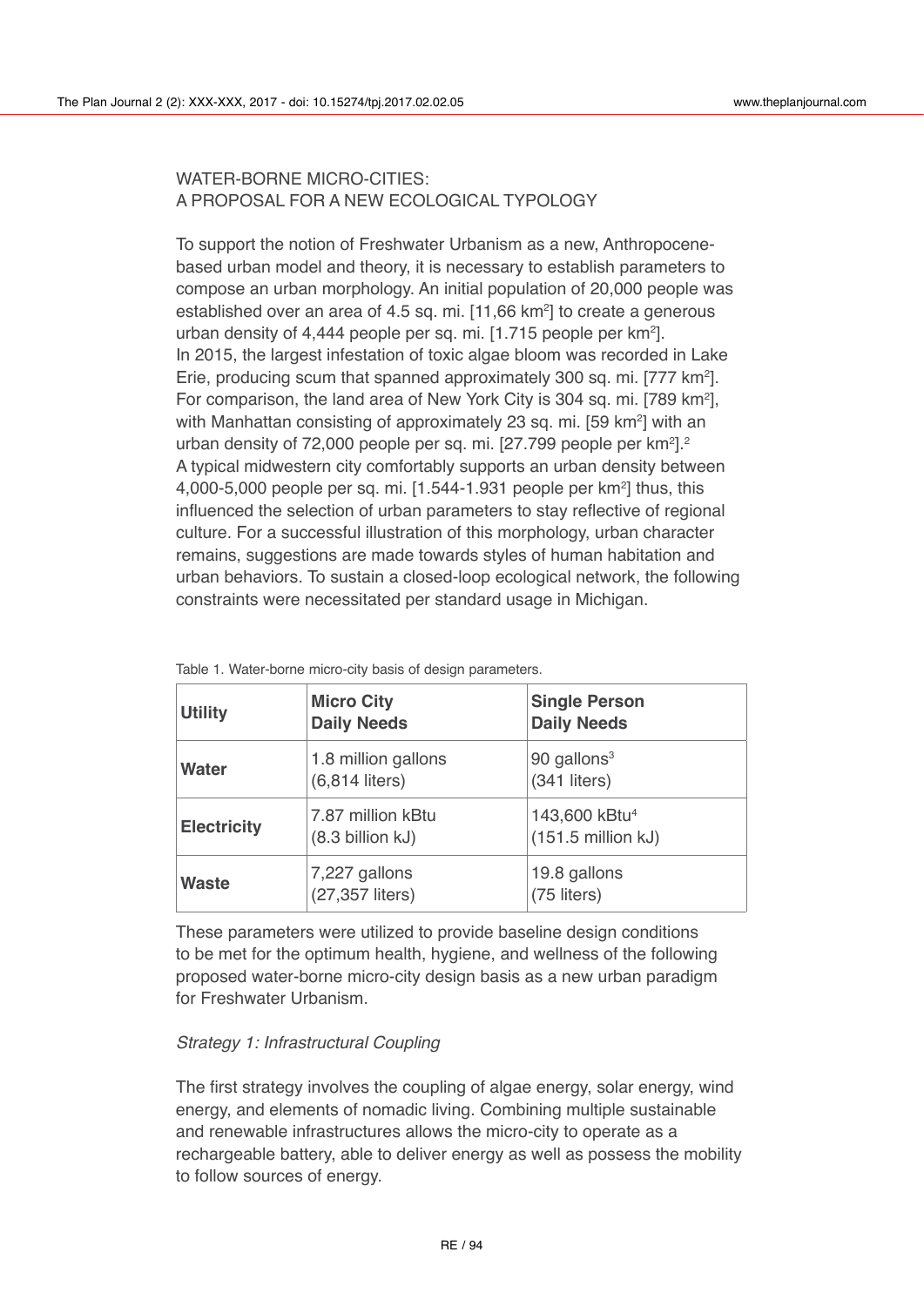## WATER-BORNE MICRO-CITIES: A PROPOSAL FOR A NEW ECOLOGICAL TYPOLOGY

To support the notion of Freshwater Urbanism as a new, Anthropocene-based urban model and theory, it is necessary to establish parameters to compose an urban morphology. An initial population of 20,000 people was established over an area of 4.5 sq. mi. [11,66 km$^2$] to create a generous urban density of 4,444 people per sq. mi. [1.715 people per km$^2$]. In 2015, the largest infestation of toxic algae bloom was recorded in Lake Erie, producing scum that spanned approximately 300 sq. mi. [777 km$^2$]. For comparison, the land area of New York City is 304 sq. mi. [789 km$^2$], with Manhattan consisting of approximately 23 sq. mi. [59 km$^2$] with an urban density of 72,000 people per sq. mi. [27.799 people per km$^2$].[2] A typical midwestern city comfortably supports an urban density between 4,000-5,000 people per sq. mi. [1.544-1.931 people per km$^2$] thus, this influenced the selection of urban parameters to stay reflective of regional culture. For a successful illustration of this morphology, urban character remains, suggestions are made towards styles of human habitation and urban behaviors. To sustain a closed-loop ecological network, the following constraints were necessitated per standard usage in Michigan.

Table 1. Water-borne micro-city basis of design parameters.

| **Utility** | **Micro City Daily Needs** | **Single Person Daily Needs** |
|---|---|---|
| **Water** | 1.8 million gallons (6,814 liters) | 90 gallons[3] (341 liters) |
| **Electricity** | 7.87 million kBtu (8.3 billion kJ) | 143,600 kBtu[4] (151.5 million kJ) |
| **Waste** | 7,227 gallons (27,357 liters) | 19.8 gallons (75 liters) |

These parameters were utilized to provide baseline design conditions to be met for the optimum health, hygiene, and wellness of the following proposed water-borne micro-city design basis as a new urban paradigm for Freshwater Urbanism.

### *Strategy 1: Infrastructural Coupling*

The first strategy involves the coupling of algae energy, solar energy, wind energy, and elements of nomadic living. Combining multiple sustainable and renewable infrastructures allows the micro-city to operate as a rechargeable battery, able to deliver energy as well as possess the mobility to follow sources of energy.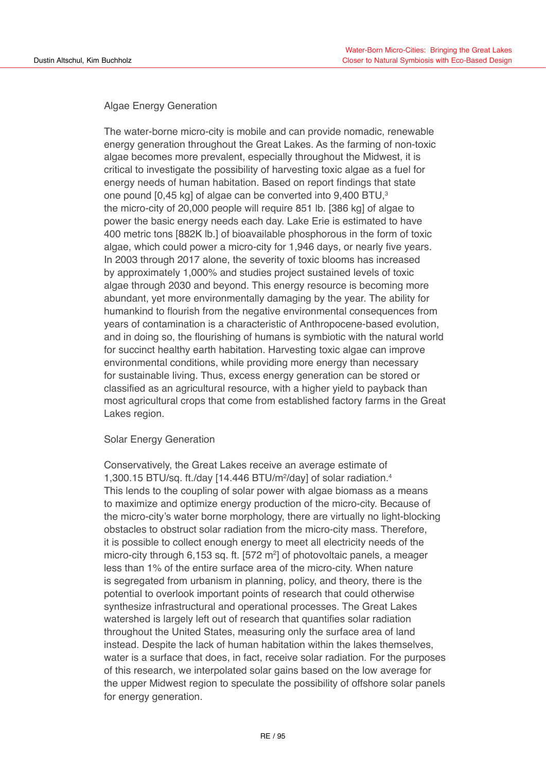## Algae Energy Generation

The water-borne micro-city is mobile and can provide nomadic, renewable energy generation throughout the Great Lakes. As the farming of non-toxic algae becomes more prevalent, especially throughout the Midwest, it is critical to investigate the possibility of harvesting toxic algae as a fuel for energy needs of human habitation. Based on report findings that state one pound [0,45 kg] of algae can be converted into 9,400 BTU,[3] the micro-city of 20,000 people will require 851 lb. [386 kg] of algae to power the basic energy needs each day. Lake Erie is estimated to have 400 metric tons [882K lb.] of bioavailable phosphorous in the form of toxic algae, which could power a micro-city for 1,946 days, or nearly five years. In 2003 through 2017 alone, the severity of toxic blooms has increased by approximately 1,000% and studies project sustained levels of toxic algae through 2030 and beyond. This energy resource is becoming more abundant, yet more environmentally damaging by the year. The ability for humankind to flourish from the negative environmental consequences from years of contamination is a characteristic of Anthropocene-based evolution, and in doing so, the flourishing of humans is symbiotic with the natural world for succinct healthy earth habitation. Harvesting toxic algae can improve environmental conditions, while providing more energy than necessary for sustainable living. Thus, excess energy generation can be stored or classified as an agricultural resource, with a higher yield to payback than most agricultural crops that come from established factory farms in the Great Lakes region.

## Solar Energy Generation

Conservatively, the Great Lakes receive an average estimate of 1,300.15 BTU/sq. ft./day [14.446 BTU/m$^2$/day] of solar radiation.[4] This lends to the coupling of solar power with algae biomass as a means to maximize and optimize energy production of the micro-city. Because of the micro-city's water borne morphology, there are virtually no light-blocking obstacles to obstruct solar radiation from the micro-city mass. Therefore, it is possible to collect enough energy to meet all electricity needs of the micro-city through 6,153 sq. ft. [572 m$^2$] of photovoltaic panels, a meager less than 1% of the entire surface area of the micro-city. When nature is segregated from urbanism in planning, policy, and theory, there is the potential to overlook important points of research that could otherwise synthesize infrastructural and operational processes. The Great Lakes watershed is largely left out of research that quantifies solar radiation throughout the United States, measuring only the surface area of land instead. Despite the lack of human habitation within the lakes themselves, water is a surface that does, in fact, receive solar radiation. For the purposes of this research, we interpolated solar gains based on the low average for the upper Midwest region to speculate the possibility of offshore solar panels for energy generation.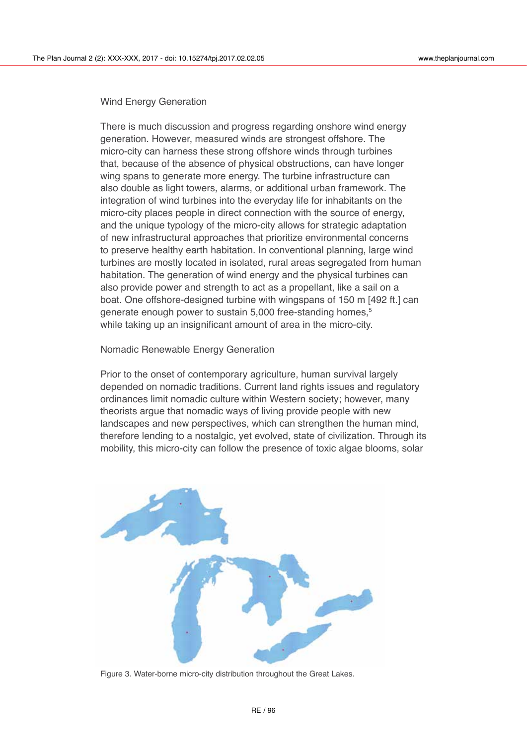### Wind Energy Generation

There is much discussion and progress regarding onshore wind energy generation. However, measured winds are strongest offshore. The micro-city can harness these strong offshore winds through turbines that, because of the absence of physical obstructions, can have longer wing spans to generate more energy. The turbine infrastructure can also double as light towers, alarms, or additional urban framework. The integration of wind turbines into the everyday life for inhabitants on the micro-city places people in direct connection with the source of energy, and the unique typology of the micro-city allows for strategic adaptation of new infrastructural approaches that prioritize environmental concerns to preserve healthy earth habitation. In conventional planning, large wind turbines are mostly located in isolated, rural areas segregated from human habitation. The generation of wind energy and the physical turbines can also provide power and strength to act as a propellant, like a sail on a boat. One offshore-designed turbine with wingspans of 150 m [492 ft.] can generate enough power to sustain 5,000 free-standing homes,[5] while taking up an insignificant amount of area in the micro-city.

### Nomadic Renewable Energy Generation

Prior to the onset of contemporary agriculture, human survival largely depended on nomadic traditions. Current land rights issues and regulatory ordinances limit nomadic culture within Western society; however, many theorists argue that nomadic ways of living provide people with new landscapes and new perspectives, which can strengthen the human mind, therefore lending to a nostalgic, yet evolved, state of civilization. Through its mobility, this micro-city can follow the presence of toxic algae blooms, solar

Figure 3. Water-borne micro-city distribution throughout the Great Lakes.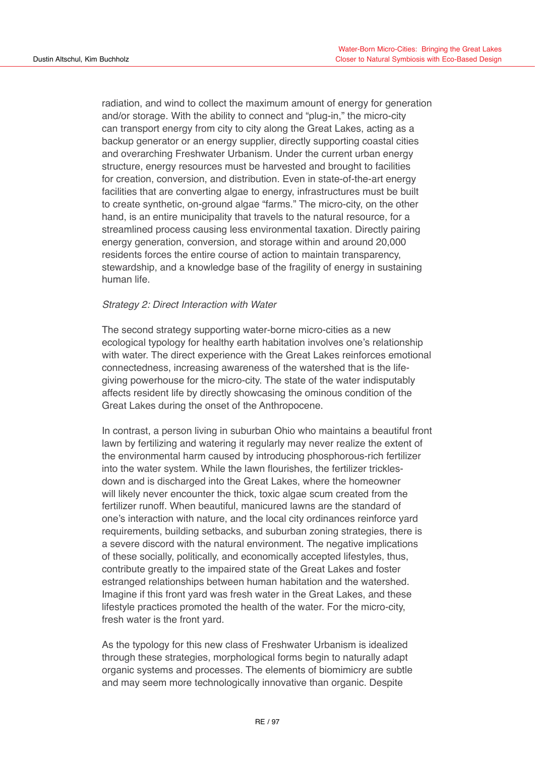radiation, and wind to collect the maximum amount of energy for generation and/or storage. With the ability to connect and "plug-in," the micro-city can transport energy from city to city along the Great Lakes, acting as a backup generator or an energy supplier, directly supporting coastal cities and overarching Freshwater Urbanism. Under the current urban energy structure, energy resources must be harvested and brought to facilities for creation, conversion, and distribution. Even in state-of-the-art energy facilities that are converting algae to energy, infrastructures must be built to create synthetic, on-ground algae "farms." The micro-city, on the other hand, is an entire municipality that travels to the natural resource, for a streamlined process causing less environmental taxation. Directly pairing energy generation, conversion, and storage within and around 20,000 residents forces the entire course of action to maintain transparency, stewardship, and a knowledge base of the fragility of energy in sustaining human life.

*Strategy 2: Direct Interaction with Water*

The second strategy supporting water-borne micro-cities as a new ecological typology for healthy earth habitation involves one's relationship with water. The direct experience with the Great Lakes reinforces emotional connectedness, increasing awareness of the watershed that is the life-giving powerhouse for the micro-city. The state of the water indisputably affects resident life by directly showcasing the ominous condition of the Great Lakes during the onset of the Anthropocene.

In contrast, a person living in suburban Ohio who maintains a beautiful front lawn by fertilizing and watering it regularly may never realize the extent of the environmental harm caused by introducing phosphorous-rich fertilizer into the water system. While the lawn flourishes, the fertilizer trickles-down and is discharged into the Great Lakes, where the homeowner will likely never encounter the thick, toxic algae scum created from the fertilizer runoff. When beautiful, manicured lawns are the standard of one's interaction with nature, and the local city ordinances reinforce yard requirements, building setbacks, and suburban zoning strategies, there is a severe discord with the natural environment. The negative implications of these socially, politically, and economically accepted lifestyles, thus, contribute greatly to the impaired state of the Great Lakes and foster estranged relationships between human habitation and the watershed. Imagine if this front yard was fresh water in the Great Lakes, and these lifestyle practices promoted the health of the water. For the micro-city, fresh water is the front yard.

As the typology for this new class of Freshwater Urbanism is idealized through these strategies, morphological forms begin to naturally adapt organic systems and processes. The elements of biomimicry are subtle and may seem more technologically innovative than organic. Despite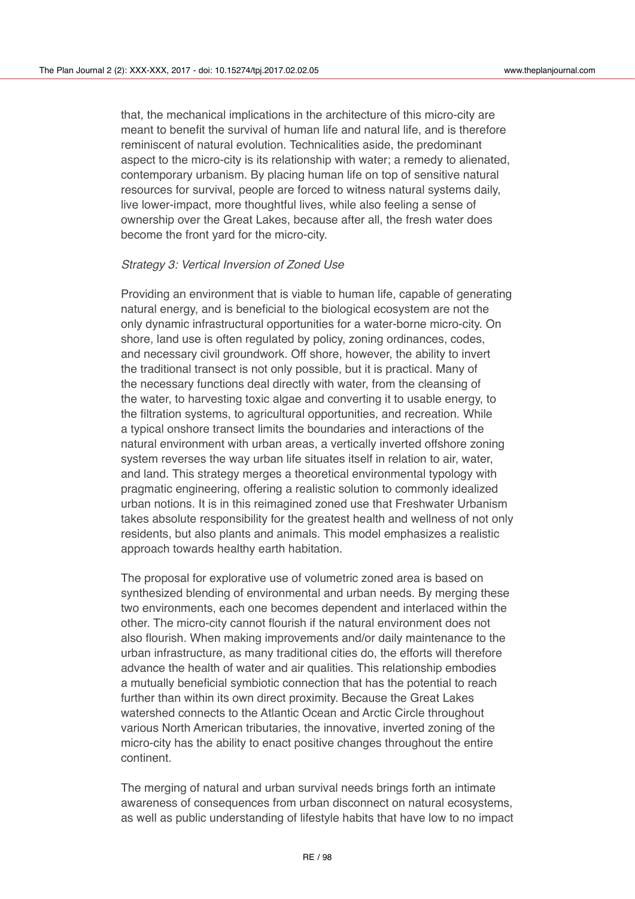that, the mechanical implications in the architecture of this micro-city are meant to benefit the survival of human life and natural life, and is therefore reminiscent of natural evolution. Technicalities aside, the predominant aspect to the micro-city is its relationship with water; a remedy to alienated, contemporary urbanism. By placing human life on top of sensitive natural resources for survival, people are forced to witness natural systems daily, live lower-impact, more thoughtful lives, while also feeling a sense of ownership over the Great Lakes, because after all, the fresh water does become the front yard for the micro-city.

*Strategy 3: Vertical Inversion of Zoned Use*

Providing an environment that is viable to human life, capable of generating natural energy, and is beneficial to the biological ecosystem are not the only dynamic infrastructural opportunities for a water-borne micro-city. On shore, land use is often regulated by policy, zoning ordinances, codes, and necessary civil groundwork. Off shore, however, the ability to invert the traditional transect is not only possible, but it is practical. Many of the necessary functions deal directly with water, from the cleansing of the water, to harvesting toxic algae and converting it to usable energy, to the filtration systems, to agricultural opportunities, and recreation. While a typical onshore transect limits the boundaries and interactions of the natural environment with urban areas, a vertically inverted offshore zoning system reverses the way urban life situates itself in relation to air, water, and land. This strategy merges a theoretical environmental typology with pragmatic engineering, offering a realistic solution to commonly idealized urban notions. It is in this reimagined zoned use that Freshwater Urbanism takes absolute responsibility for the greatest health and wellness of not only residents, but also plants and animals. This model emphasizes a realistic approach towards healthy earth habitation.

The proposal for explorative use of volumetric zoned area is based on synthesized blending of environmental and urban needs. By merging these two environments, each one becomes dependent and interlaced within the other. The micro-city cannot flourish if the natural environment does not also flourish. When making improvements and/or daily maintenance to the urban infrastructure, as many traditional cities do, the efforts will therefore advance the health of water and air qualities. This relationship embodies a mutually beneficial symbiotic connection that has the potential to reach further than within its own direct proximity. Because the Great Lakes watershed connects to the Atlantic Ocean and Arctic Circle throughout various North American tributaries, the innovative, inverted zoning of the micro-city has the ability to enact positive changes throughout the entire continent.

The merging of natural and urban survival needs brings forth an intimate awareness of consequences from urban disconnect on natural ecosystems, as well as public understanding of lifestyle habits that have low to no impact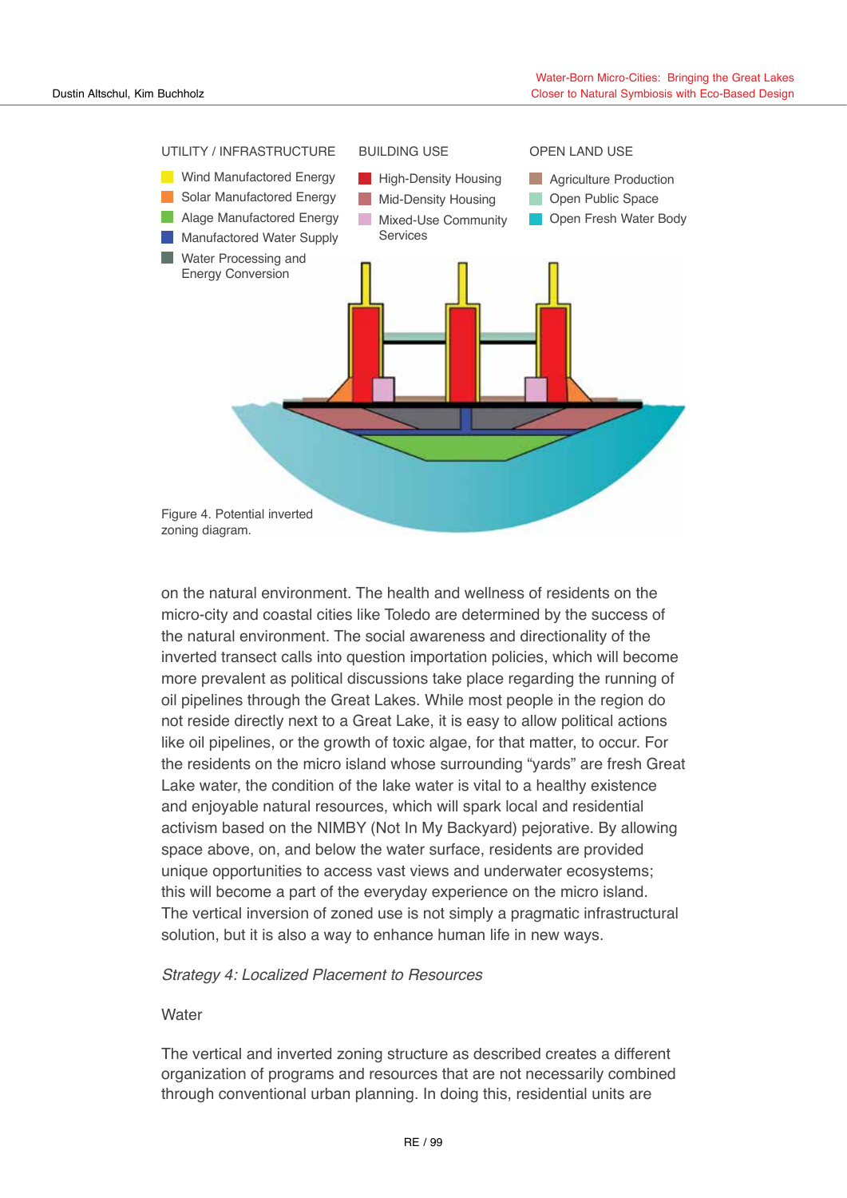UTILITY / INFRASTRUCTURE

- Wind Manufactored Energy
- Solar Manufactored Energy
- Alage Manufactored Energy
- Manufactored Water Supply
- Water Processing and Energy Conversion

BUILDING USE

- High-Density Housing
- Mid-Density Housing
- Mixed-Use Community Services

OPEN LAND USE

- Agriculture Production
- Open Public Space
- Open Fresh Water Body

Figure 4. Potential inverted zoning diagram.

on the natural environment. The health and wellness of residents on the micro-city and coastal cities like Toledo are determined by the success of the natural environment. The social awareness and directionality of the inverted transect calls into question importation policies, which will become more prevalent as political discussions take place regarding the running of oil pipelines through the Great Lakes. While most people in the region do not reside directly next to a Great Lake, it is easy to allow political actions like oil pipelines, or the growth of toxic algae, for that matter, to occur. For the residents on the micro island whose surrounding "yards" are fresh Great Lake water, the condition of the lake water is vital to a healthy existence and enjoyable natural resources, which will spark local and residential activism based on the NIMBY (Not In My Backyard) pejorative. By allowing space above, on, and below the water surface, residents are provided unique opportunities to access vast views and underwater ecosystems; this will become a part of the everyday experience on the micro island. The vertical inversion of zoned use is not simply a pragmatic infrastructural solution, but it is also a way to enhance human life in new ways.

*Strategy 4: Localized Placement to Resources*

Water

The vertical and inverted zoning structure as described creates a different organization of programs and resources that are not necessarily combined through conventional urban planning. In doing this, residential units are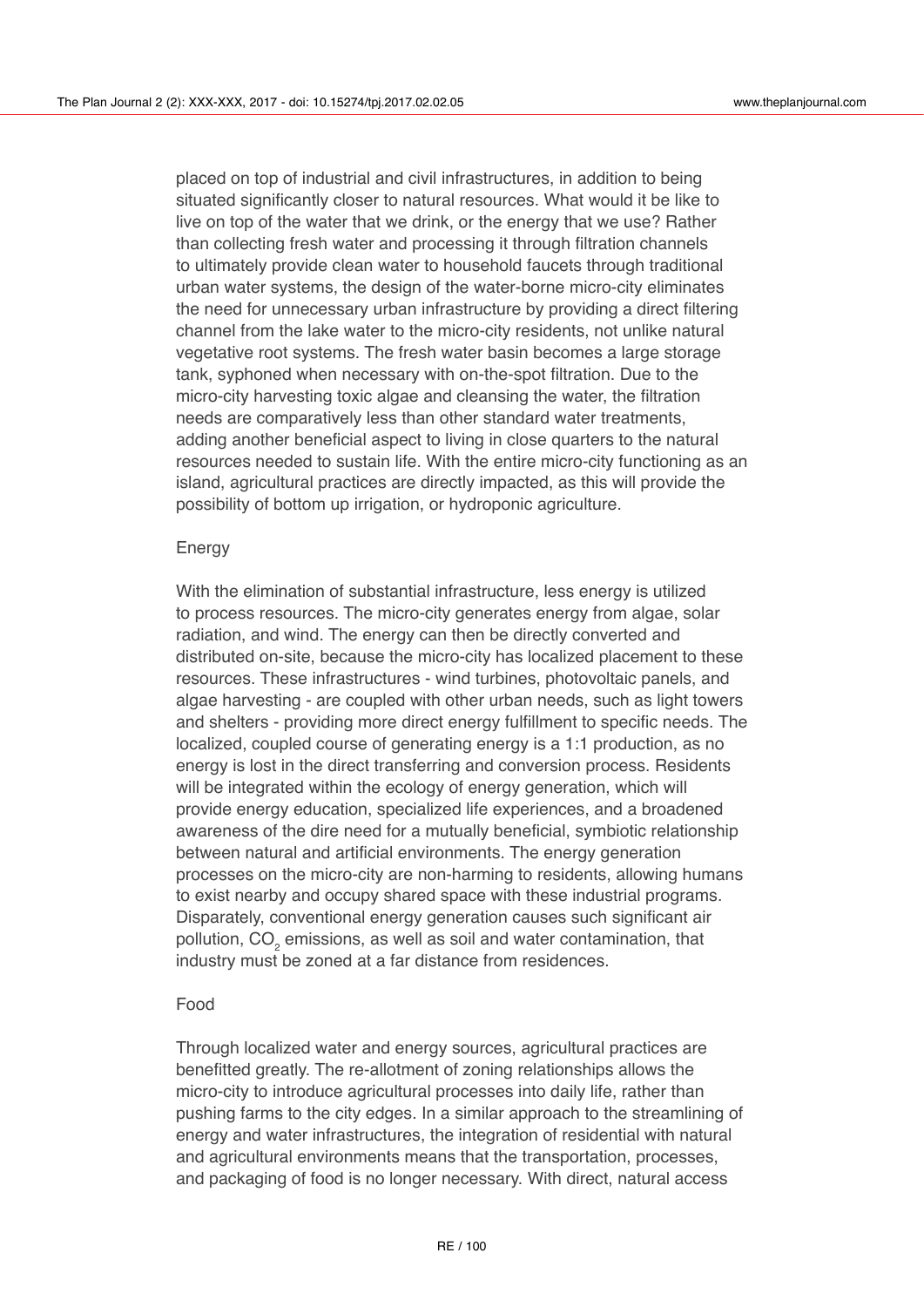placed on top of industrial and civil infrastructures, in addition to being situated significantly closer to natural resources. What would it be like to live on top of the water that we drink, or the energy that we use? Rather than collecting fresh water and processing it through filtration channels to ultimately provide clean water to household faucets through traditional urban water systems, the design of the water-borne micro-city eliminates the need for unnecessary urban infrastructure by providing a direct filtering channel from the lake water to the micro-city residents, not unlike natural vegetative root systems. The fresh water basin becomes a large storage tank, syphoned when necessary with on-the-spot filtration. Due to the micro-city harvesting toxic algae and cleansing the water, the filtration needs are comparatively less than other standard water treatments, adding another beneficial aspect to living in close quarters to the natural resources needed to sustain life. With the entire micro-city functioning as an island, agricultural practices are directly impacted, as this will provide the possibility of bottom up irrigation, or hydroponic agriculture.

## Energy

With the elimination of substantial infrastructure, less energy is utilized to process resources. The micro-city generates energy from algae, solar radiation, and wind. The energy can then be directly converted and distributed on-site, because the micro-city has localized placement to these resources. These infrastructures - wind turbines, photovoltaic panels, and algae harvesting - are coupled with other urban needs, such as light towers and shelters - providing more direct energy fulfillment to specific needs. The localized, coupled course of generating energy is a 1:1 production, as no energy is lost in the direct transferring and conversion process. Residents will be integrated within the ecology of energy generation, which will provide energy education, specialized life experiences, and a broadened awareness of the dire need for a mutually beneficial, symbiotic relationship between natural and artificial environments. The energy generation processes on the micro-city are non-harming to residents, allowing humans to exist nearby and occupy shared space with these industrial programs. Disparately, conventional energy generation causes such significant air pollution, $CO_2$ emissions, as well as soil and water contamination, that industry must be zoned at a far distance from residences.

## Food

Through localized water and energy sources, agricultural practices are benefitted greatly. The re-allotment of zoning relationships allows the micro-city to introduce agricultural processes into daily life, rather than pushing farms to the city edges. In a similar approach to the streamlining of energy and water infrastructures, the integration of residential with natural and agricultural environments means that the transportation, processes, and packaging of food is no longer necessary. With direct, natural access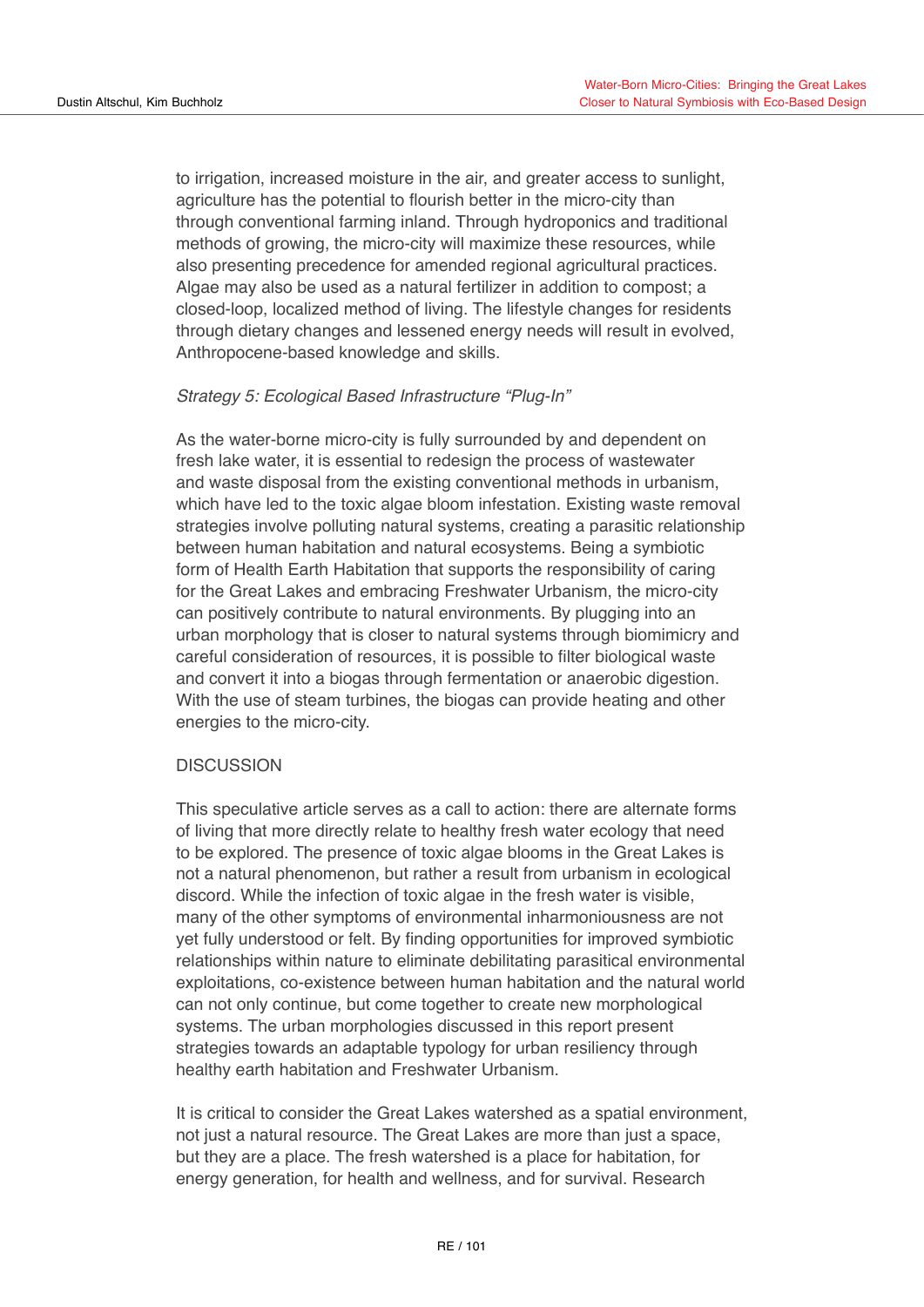to irrigation, increased moisture in the air, and greater access to sunlight, agriculture has the potential to flourish better in the micro-city than through conventional farming inland. Through hydroponics and traditional methods of growing, the micro-city will maximize these resources, while also presenting precedence for amended regional agricultural practices. Algae may also be used as a natural fertilizer in addition to compost; a closed-loop, localized method of living. The lifestyle changes for residents through dietary changes and lessened energy needs will result in evolved, Anthropocene-based knowledge and skills.

*Strategy 5: Ecological Based Infrastructure "Plug-In"*

As the water-borne micro-city is fully surrounded by and dependent on fresh lake water, it is essential to redesign the process of wastewater and waste disposal from the existing conventional methods in urbanism, which have led to the toxic algae bloom infestation. Existing waste removal strategies involve polluting natural systems, creating a parasitic relationship between human habitation and natural ecosystems. Being a symbiotic form of Health Earth Habitation that supports the responsibility of caring for the Great Lakes and embracing Freshwater Urbanism, the micro-city can positively contribute to natural environments. By plugging into an urban morphology that is closer to natural systems through biomimicry and careful consideration of resources, it is possible to filter biological waste and convert it into a biogas through fermentation or anaerobic digestion. With the use of steam turbines, the biogas can provide heating and other energies to the micro-city.

## DISCUSSION

This speculative article serves as a call to action: there are alternate forms of living that more directly relate to healthy fresh water ecology that need to be explored. The presence of toxic algae blooms in the Great Lakes is not a natural phenomenon, but rather a result from urbanism in ecological discord. While the infection of toxic algae in the fresh water is visible, many of the other symptoms of environmental inharmoniousness are not yet fully understood or felt. By finding opportunities for improved symbiotic relationships within nature to eliminate debilitating parasitical environmental exploitations, co-existence between human habitation and the natural world can not only continue, but come together to create new morphological systems. The urban morphologies discussed in this report present strategies towards an adaptable typology for urban resiliency through healthy earth habitation and Freshwater Urbanism.

It is critical to consider the Great Lakes watershed as a spatial environment, not just a natural resource. The Great Lakes are more than just a space, but they are a place. The fresh watershed is a place for habitation, for energy generation, for health and wellness, and for survival. Research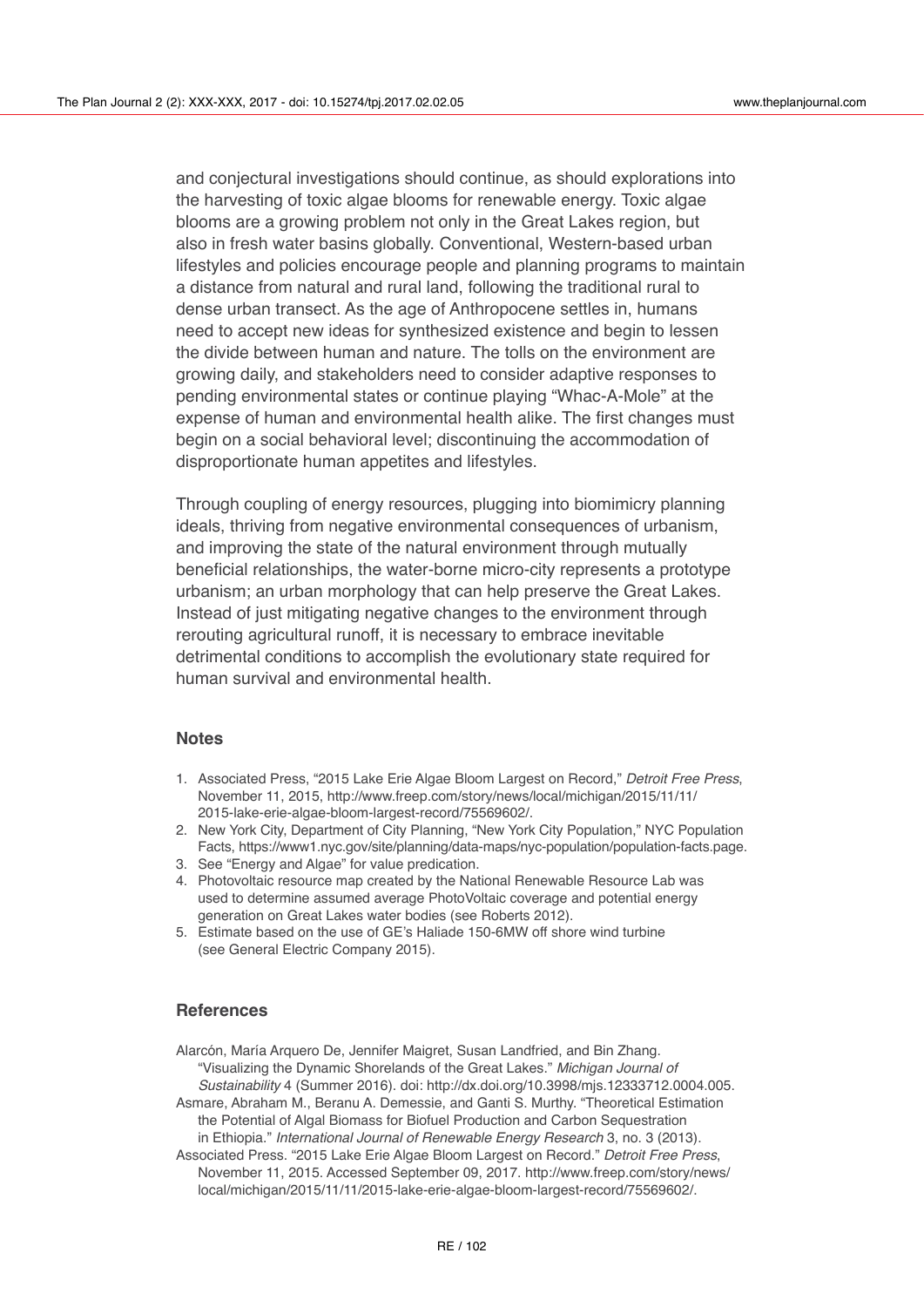and conjectural investigations should continue, as should explorations into the harvesting of toxic algae blooms for renewable energy. Toxic algae blooms are a growing problem not only in the Great Lakes region, but also in fresh water basins globally. Conventional, Western-based urban lifestyles and policies encourage people and planning programs to maintain a distance from natural and rural land, following the traditional rural to dense urban transect. As the age of Anthropocene settles in, humans need to accept new ideas for synthesized existence and begin to lessen the divide between human and nature. The tolls on the environment are growing daily, and stakeholders need to consider adaptive responses to pending environmental states or continue playing "Whac-A-Mole" at the expense of human and environmental health alike. The first changes must begin on a social behavioral level; discontinuing the accommodation of disproportionate human appetites and lifestyles.

Through coupling of energy resources, plugging into biomimicry planning ideals, thriving from negative environmental consequences of urbanism, and improving the state of the natural environment through mutually beneficial relationships, the water-borne micro-city represents a prototype urbanism; an urban morphology that can help preserve the Great Lakes. Instead of just mitigating negative changes to the environment through rerouting agricultural runoff, it is necessary to embrace inevitable detrimental conditions to accomplish the evolutionary state required for human survival and environmental health.

## Notes

1. Associated Press, "2015 Lake Erie Algae Bloom Largest on Record," *Detroit Free Press*, November 11, 2015, http://www.freep.com/story/news/local/michigan/2015/11/11/2015-lake-erie-algae-bloom-largest-record/75569602/.
2. New York City, Department of City Planning, "New York City Population," NYC Population Facts, https://www1.nyc.gov/site/planning/data-maps/nyc-population/population-facts.page.
3. See "Energy and Algae" for value predication.
4. Photovoltaic resource map created by the National Renewable Resource Lab was used to determine assumed average PhotoVoltaic coverage and potential energy generation on Great Lakes water bodies (see Roberts 2012).
5. Estimate based on the use of GE's Haliade 150-6MW off shore wind turbine (see General Electric Company 2015).

## References

Alarcón, María Arquero De, Jennifer Maigret, Susan Landfried, and Bin Zhang. "Visualizing the Dynamic Shorelands of the Great Lakes." *Michigan Journal of Sustainability* 4 (Summer 2016). doi: http://dx.doi.org/10.3998/mjs.12333712.0004.005.

Asmare, Abraham M., Beranu A. Demessie, and Ganti S. Murthy. "Theoretical Estimation the Potential of Algal Biomass for Biofuel Production and Carbon Sequestration in Ethiopia." *International Journal of Renewable Energy Research* 3, no. 3 (2013).

Associated Press. "2015 Lake Erie Algae Bloom Largest on Record." *Detroit Free Press*, November 11, 2015. Accessed September 09, 2017. http://www.freep.com/story/news/local/michigan/2015/11/11/2015-lake-erie-algae-bloom-largest-record/75569602/.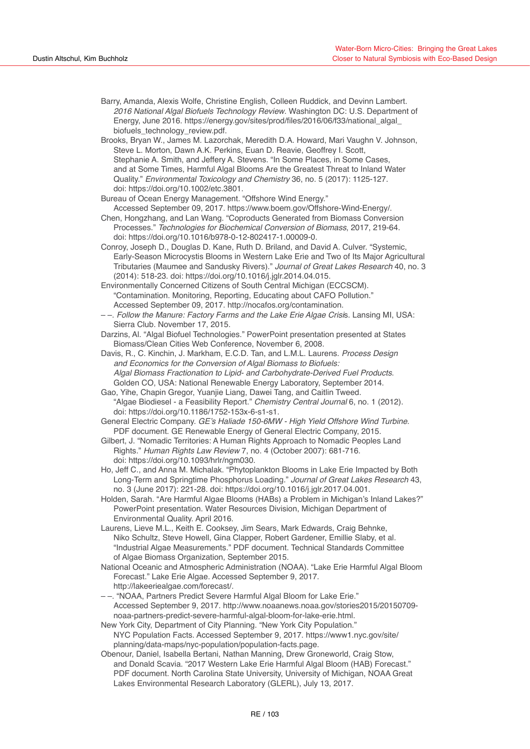Barry, Amanda, Alexis Wolfe, Christine English, Colleen Ruddick, and Devinn Lambert. *2016 National Algal Biofuels Technology Review*. Washington DC: U.S. Department of Energy, June 2016. https://energy.gov/sites/prod/files/2016/06/f33/national_algal_biofuels_technology_review.pdf.

Brooks, Bryan W., James M. Lazorchak, Meredith D.A. Howard, Mari Vaughn V. Johnson, Steve L. Morton, Dawn A.K. Perkins, Euan D. Reavie, Geoffrey I. Scott, Stephanie A. Smith, and Jeffery A. Stevens. "In Some Places, in Some Cases, and at Some Times, Harmful Algal Blooms Are the Greatest Threat to Inland Water Quality." *Environmental Toxicology and Chemistry* 36, no. 5 (2017): 1125-127. doi: https://doi.org/10.1002/etc.3801.

Bureau of Ocean Energy Management. "Offshore Wind Energy." Accessed September 09, 2017. https://www.boem.gov/Offshore-Wind-Energy/.

Chen, Hongzhang, and Lan Wang. "Coproducts Generated from Biomass Conversion Processes." *Technologies for Biochemical Conversion of Biomass*, 2017, 219-64. doi: https://doi.org/10.1016/b978-0-12-802417-1.00009-0.

Conroy, Joseph D., Douglas D. Kane, Ruth D. Briland, and David A. Culver. "Systemic, Early-Season Microcystis Blooms in Western Lake Erie and Two of Its Major Agricultural Tributaries (Maumee and Sandusky Rivers)." *Journal of Great Lakes Research* 40, no. 3 (2014): 518-23. doi: https://doi.org/10.1016/j.jglr.2014.04.015.

Environmentally Concerned Citizens of South Central Michigan (ECCSCM). "Contamination. Monitoring, Reporting, Educating about CAFO Pollution." Accessed September 09, 2017. http://nocafos.org/contamination.

– –. *Follow the Manure: Factory Farms and the Lake Erie Algae Crisis*. Lansing MI, USA: Sierra Club. November 17, 2015.

Darzins, Al. "Algal Biofuel Technologies." PowerPoint presentation presented at States Biomass/Clean Cities Web Conference, November 6, 2008.

Davis, R., C. Kinchin, J. Markham, E.C.D. Tan, and L.M.L. Laurens. *Process Design and Economics for the Conversion of Algal Biomass to Biofuels: Algal Biomass Fractionation to Lipid- and Carbohydrate-Derived Fuel Products*. Golden CO, USA: National Renewable Energy Laboratory, September 2014.

Gao, Yihe, Chapin Gregor, Yuanjie Liang, Dawei Tang, and Caitlin Tweed. "Algae Biodiesel - a Feasibility Report." *Chemistry Central Journal* 6, no. 1 (2012). doi: https://doi.org/10.1186/1752-153x-6-s1-s1.

General Electric Company. *GE's Haliade 150-6MW - High Yield Offshore Wind Turbine*. PDF document. GE Renewable Energy of General Electric Company, 2015.

Gilbert, J. "Nomadic Territories: A Human Rights Approach to Nomadic Peoples Land Rights." *Human Rights Law Review* 7, no. 4 (October 2007): 681-716. doi: https://doi.org/10.1093/hrlr/ngm030.

Ho, Jeff C., and Anna M. Michalak. "Phytoplankton Blooms in Lake Erie Impacted by Both Long-Term and Springtime Phosphorus Loading." *Journal of Great Lakes Research* 43, no. 3 (June 2017): 221-28. doi: https://doi.org/10.1016/j.jglr.2017.04.001.

Holden, Sarah. "Are Harmful Algae Blooms (HABs) a Problem in Michigan's Inland Lakes?" PowerPoint presentation. Water Resources Division, Michigan Department of Environmental Quality. April 2016.

Laurens, Lieve M.L., Keith E. Cooksey, Jim Sears, Mark Edwards, Craig Behnke, Niko Schultz, Steve Howell, Gina Clapper, Robert Gardener, Emillie Slaby, et al. "Industrial Algae Measurements." PDF document. Technical Standards Committee of Algae Biomass Organization, September 2015.

National Oceanic and Atmospheric Administration (NOAA). "Lake Erie Harmful Algal Bloom Forecast." Lake Erie Algae. Accessed September 9, 2017. http://lakeeriealgae.com/forecast/.

– –. "NOAA, Partners Predict Severe Harmful Algal Bloom for Lake Erie." Accessed September 9, 2017. http://www.noaanews.noaa.gov/stories2015/20150709-noaa-partners-predict-severe-harmful-algal-bloom-for-lake-erie.html.

New York City, Department of City Planning. "New York City Population." NYC Population Facts. Accessed September 9, 2017. https://www1.nyc.gov/site/planning/data-maps/nyc-population/population-facts.page.

Obenour, Daniel, Isabella Bertani, Nathan Manning, Drew Groneworld, Craig Stow, and Donald Scavia. "2017 Western Lake Erie Harmful Algal Bloom (HAB) Forecast." PDF document. North Carolina State University, University of Michigan, NOAA Great Lakes Environmental Research Laboratory (GLERL), July 13, 2017.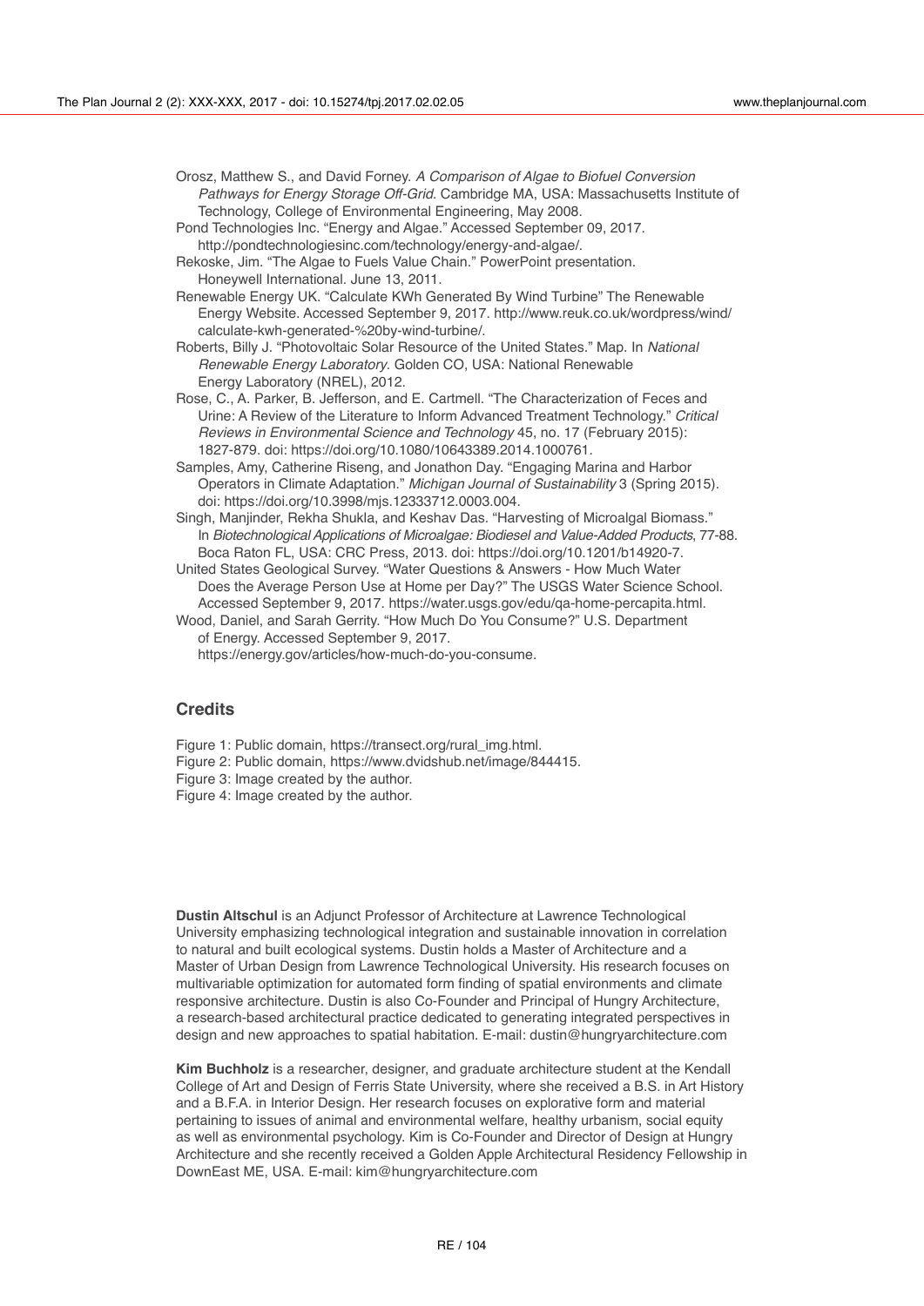Orosz, Matthew S., and David Forney. *A Comparison of Algae to Biofuel Conversion Pathways for Energy Storage Off-Grid*. Cambridge MA, USA: Massachusetts Institute of Technology, College of Environmental Engineering, May 2008.

Pond Technologies Inc. "Energy and Algae." Accessed September 09, 2017. http://pondtechnologiesinc.com/technology/energy-and-algae/.

Rekoske, Jim. "The Algae to Fuels Value Chain." PowerPoint presentation. Honeywell International. June 13, 2011.

Renewable Energy UK. "Calculate KWh Generated By Wind Turbine" The Renewable Energy Website. Accessed September 9, 2017. http://www.reuk.co.uk/wordpress/wind/calculate-kwh-generated-%20by-wind-turbine/.

Roberts, Billy J. "Photovoltaic Solar Resource of the United States." Map. In *National Renewable Energy Laboratory*. Golden CO, USA: National Renewable Energy Laboratory (NREL), 2012.

Rose, C., A. Parker, B. Jefferson, and E. Cartmell. "The Characterization of Feces and Urine: A Review of the Literature to Inform Advanced Treatment Technology." *Critical Reviews in Environmental Science and Technology* 45, no. 17 (February 2015): 1827-879. doi: https://doi.org/10.1080/10643389.2014.1000761.

Samples, Amy, Catherine Riseng, and Jonathon Day. "Engaging Marina and Harbor Operators in Climate Adaptation." *Michigan Journal of Sustainability* 3 (Spring 2015). doi: https://doi.org/10.3998/mjs.12333712.0003.004.

Singh, Manjinder, Rekha Shukla, and Keshav Das. "Harvesting of Microalgal Biomass." In *Biotechnological Applications of Microalgae: Biodiesel and Value-Added Products*, 77-88. Boca Raton FL, USA: CRC Press, 2013. doi: https://doi.org/10.1201/b14920-7.

United States Geological Survey. "Water Questions & Answers - How Much Water Does the Average Person Use at Home per Day?" The USGS Water Science School. Accessed September 9, 2017. https://water.usgs.gov/edu/qa-home-percapita.html.

Wood, Daniel, and Sarah Gerrity. "How Much Do You Consume?" U.S. Department of Energy. Accessed September 9, 2017. https://energy.gov/articles/how-much-do-you-consume.

## Credits

Figure 1: Public domain, https://transect.org/rural_img.html.
Figure 2: Public domain, https://www.dvidshub.net/image/844415.
Figure 3: Image created by the author.
Figure 4: Image created by the author.

**Dustin Altschul** is an Adjunct Professor of Architecture at Lawrence Technological University emphasizing technological integration and sustainable innovation in correlation to natural and built ecological systems. Dustin holds a Master of Architecture and a Master of Urban Design from Lawrence Technological University. His research focuses on multivariable optimization for automated form finding of spatial environments and climate responsive architecture. Dustin is also Co-Founder and Principal of Hungry Architecture, a research-based architectural practice dedicated to generating integrated perspectives in design and new approaches to spatial habitation. E-mail: dustin@hungryarchitecture.com

**Kim Buchholz** is a researcher, designer, and graduate architecture student at the Kendall College of Art and Design of Ferris State University, where she received a B.S. in Art History and a B.F.A. in Interior Design. Her research focuses on explorative form and material pertaining to issues of animal and environmental welfare, healthy urbanism, social equity as well as environmental psychology. Kim is Co-Founder and Director of Design at Hungry Architecture and she recently received a Golden Apple Architectural Residency Fellowship in DownEast ME, USA. E-mail: kim@hungryarchitecture.com